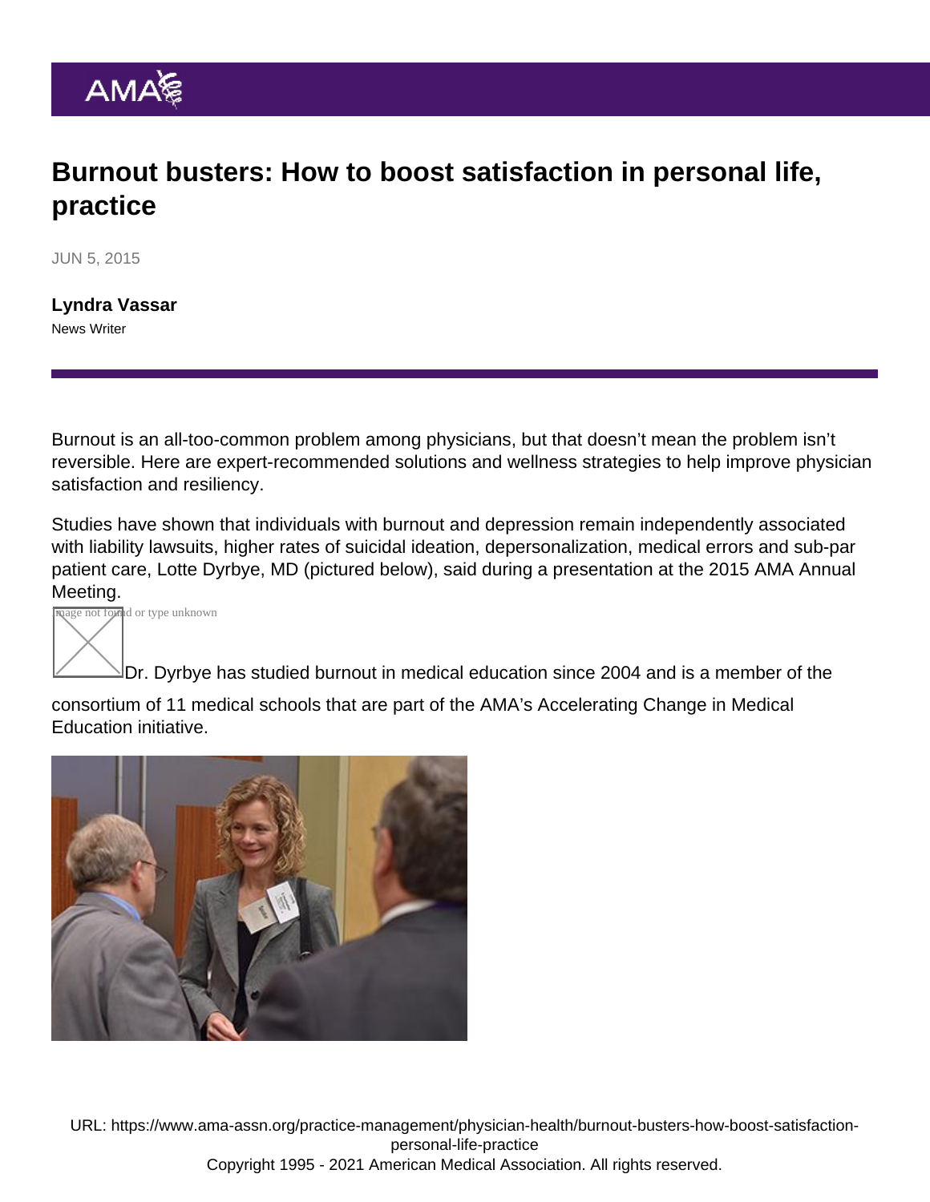# Burnout busters: How to boost satisfaction in personal life, practice

JUN 5, 2015

**Lyndra Vassar**
News Writer

Burnout is an all-too-common problem among physicians, but that doesn't mean the problem isn't reversible. Here are expert-recommended solutions and wellness strategies to help improve physician satisfaction and resiliency.

Studies have shown that individuals with burnout and depression remain independently associated with liability lawsuits, higher rates of suicidal ideation, depersonalization, medical errors and sub-par patient care, Lotte Dyrbye, MD (pictured below), said during a presentation at the 2015 AMA Annual Meeting.

Dr. Dyrbye has studied burnout in medical education since 2004 and is a member of the consortium of 11 medical schools that are part of the AMA's Accelerating Change in Medical Education initiative.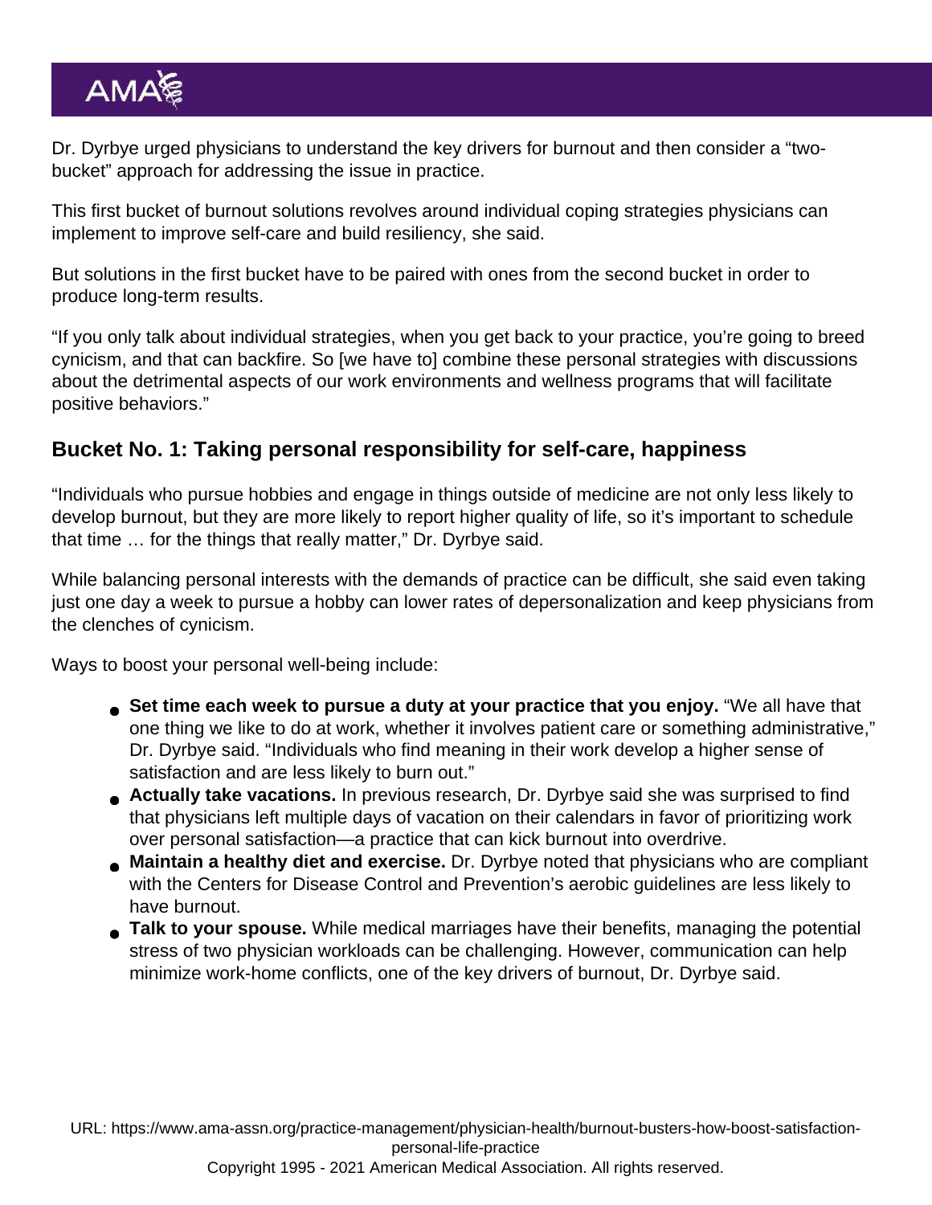Dr. Dyrbye urged physicians to understand the key drivers for burnout and then consider a "two-bucket" approach for addressing the issue in practice.

This first bucket of burnout solutions revolves around individual coping strategies physicians can implement to improve self-care and build resiliency, she said.

But solutions in the first bucket have to be paired with ones from the second bucket in order to produce long-term results.

"If you only talk about individual strategies, when you get back to your practice, you're going to breed cynicism, and that can backfire. So [we have to] combine these personal strategies with discussions about the detrimental aspects of our work environments and wellness programs that will facilitate positive behaviors."

## Bucket No. 1: Taking personal responsibility for self-care, happiness

"Individuals who pursue hobbies and engage in things outside of medicine are not only less likely to develop burnout, but they are more likely to report higher quality of life, so it's important to schedule that time … for the things that really matter," Dr. Dyrbye said.

While balancing personal interests with the demands of practice can be difficult, she said even taking just one day a week to pursue a hobby can lower rates of depersonalization and keep physicians from the clenches of cynicism.

Ways to boost your personal well-being include:

- **Set time each week to pursue a duty at your practice that you enjoy.** "We all have that one thing we like to do at work, whether it involves patient care or something administrative," Dr. Dyrbye said. "Individuals who find meaning in their work develop a higher sense of satisfaction and are less likely to burn out."
- **Actually take vacations.** In previous research, Dr. Dyrbye said she was surprised to find that physicians left multiple days of vacation on their calendars in favor of prioritizing work over personal satisfaction—a practice that can kick burnout into overdrive.
- **Maintain a healthy diet and exercise.** Dr. Dyrbye noted that physicians who are compliant with the Centers for Disease Control and Prevention's aerobic guidelines are less likely to have burnout.
- **Talk to your spouse.** While medical marriages have their benefits, managing the potential stress of two physician workloads can be challenging. However, communication can help minimize work-home conflicts, one of the key drivers of burnout, Dr. Dyrbye said.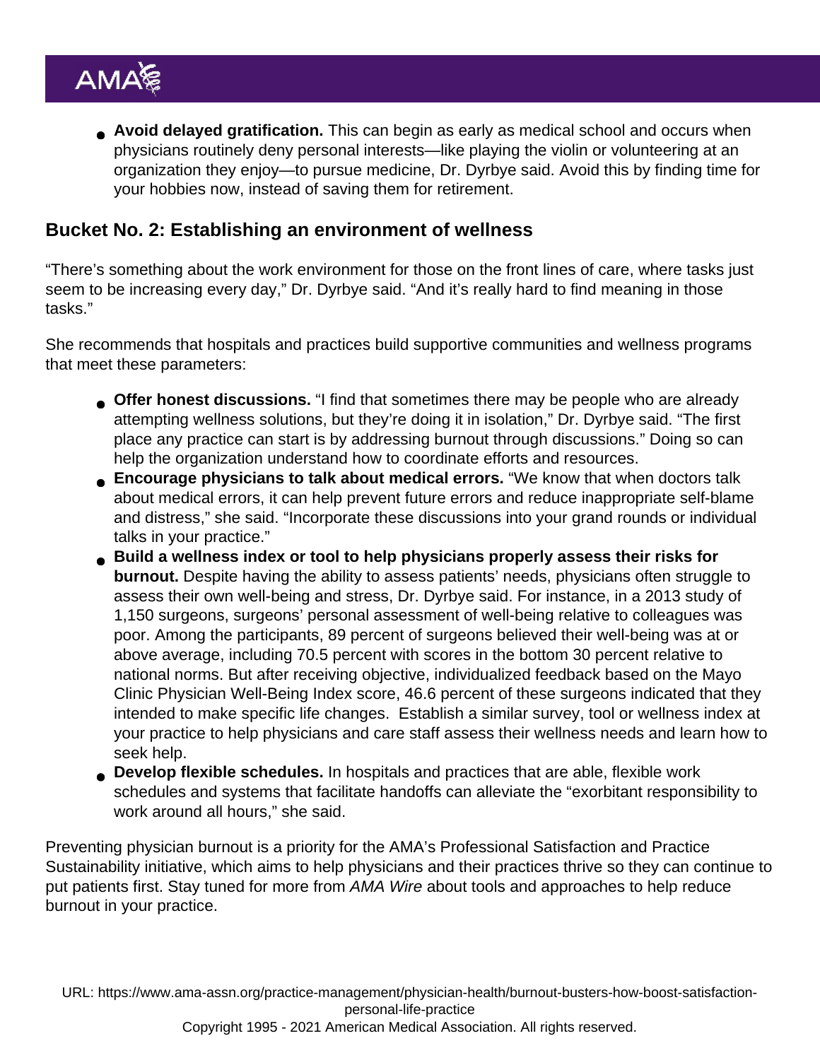- **Avoid delayed gratification.** This can begin as early as medical school and occurs when physicians routinely deny personal interests—like playing the violin or volunteering at an organization they enjoy—to pursue medicine, Dr. Dyrbye said. Avoid this by finding time for your hobbies now, instead of saving them for retirement.

## Bucket No. 2: Establishing an environment of wellness

"There's something about the work environment for those on the front lines of care, where tasks just seem to be increasing every day," Dr. Dyrbye said. "And it's really hard to find meaning in those tasks."

She recommends that hospitals and practices build supportive communities and wellness programs that meet these parameters:

- **Offer honest discussions.** "I find that sometimes there may be people who are already attempting wellness solutions, but they're doing it in isolation," Dr. Dyrbye said. "The first place any practice can start is by addressing burnout through discussions." Doing so can help the organization understand how to coordinate efforts and resources.
- **Encourage physicians to talk about medical errors.** "We know that when doctors talk about medical errors, it can help prevent future errors and reduce inappropriate self-blame and distress," she said. "Incorporate these discussions into your grand rounds or individual talks in your practice."
- **Build a wellness index or tool to help physicians properly assess their risks for burnout.** Despite having the ability to assess patients' needs, physicians often struggle to assess their own well-being and stress, Dr. Dyrbye said. For instance, in a 2013 study of 1,150 surgeons, surgeons' personal assessment of well-being relative to colleagues was poor. Among the participants, 89 percent of surgeons believed their well-being was at or above average, including 70.5 percent with scores in the bottom 30 percent relative to national norms. But after receiving objective, individualized feedback based on the Mayo Clinic Physician Well-Being Index score, 46.6 percent of these surgeons indicated that they intended to make specific life changes. Establish a similar survey, tool or wellness index at your practice to help physicians and care staff assess their wellness needs and learn how to seek help.
- **Develop flexible schedules.** In hospitals and practices that are able, flexible work schedules and systems that facilitate handoffs can alleviate the "exorbitant responsibility to work around all hours," she said.

Preventing physician burnout is a priority for the AMA's Professional Satisfaction and Practice Sustainability initiative, which aims to help physicians and their practices thrive so they can continue to put patients first. Stay tuned for more from *AMA Wire* about tools and approaches to help reduce burnout in your practice.